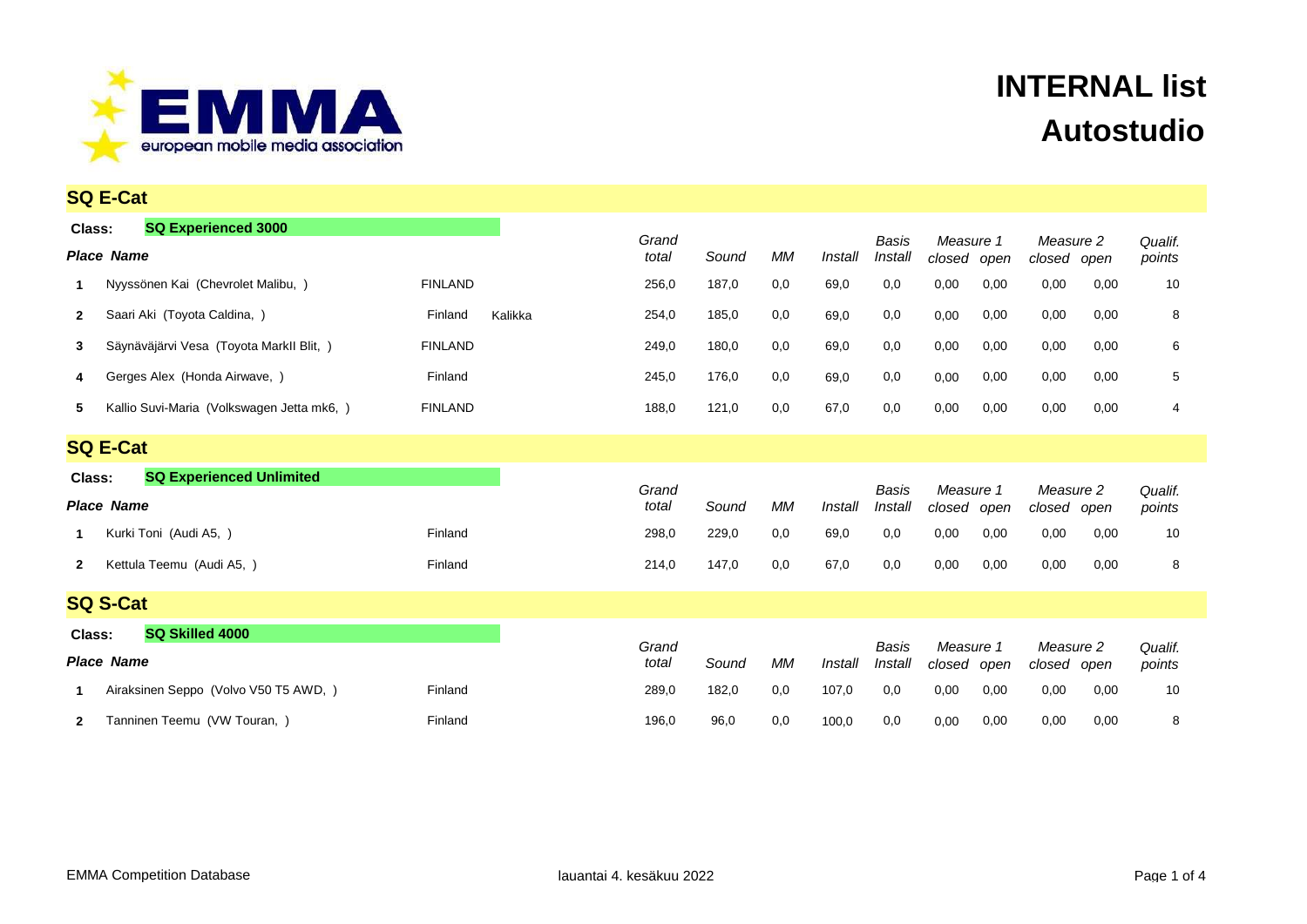# INTERNAL list
# Autostudio

## SQ E-Cat

**Class: SQ Experienced 3000**

| Place | Name | | | Grand total | Sound | MM | Install | Basis Install | Measure 1 closed | Measure 1 open | Measure 2 closed | Measure 2 open | Qualif. points |
|---|---|---|---|---|---|---|---|---|---|---|---|---|---|
| 1 | Nyyssönen Kai (Chevrolet Malibu, ) | FINLAND | | 256,0 | 187,0 | 0,0 | 69,0 | 0,0 | 0,00 | 0,00 | 0,00 | 0,00 | 10 |
| 2 | Saari Aki (Toyota Caldina, ) | Finland | Kalikka | 254,0 | 185,0 | 0,0 | 69,0 | 0,0 | 0,00 | 0,00 | 0,00 | 0,00 | 8 |
| 3 | Säynäväjärvi Vesa (Toyota MarkII Blit, ) | FINLAND | | 249,0 | 180,0 | 0,0 | 69,0 | 0,0 | 0,00 | 0,00 | 0,00 | 0,00 | 6 |
| 4 | Gerges Alex (Honda Airwave, ) | Finland | | 245,0 | 176,0 | 0,0 | 69,0 | 0,0 | 0,00 | 0,00 | 0,00 | 0,00 | 5 |
| 5 | Kallio Suvi-Maria (Volkswagen Jetta mk6, ) | FINLAND | | 188,0 | 121,0 | 0,0 | 67,0 | 0,0 | 0,00 | 0,00 | 0,00 | 0,00 | 4 |

## SQ E-Cat

**Class: SQ Experienced Unlimited**

| Place | Name | | Grand total | Sound | MM | Install | Basis Install | Measure 1 closed | Measure 1 open | Measure 2 closed | Measure 2 open | Qualif. points |
|---|---|---|---|---|---|---|---|---|---|---|---|---|
| 1 | Kurki Toni (Audi A5, ) | Finland | 298,0 | 229,0 | 0,0 | 69,0 | 0,0 | 0,00 | 0,00 | 0,00 | 0,00 | 10 |
| 2 | Kettula Teemu (Audi A5, ) | Finland | 214,0 | 147,0 | 0,0 | 67,0 | 0,0 | 0,00 | 0,00 | 0,00 | 0,00 | 8 |

## SQ S-Cat

**Class: SQ Skilled 4000**

| Place | Name | | Grand total | Sound | MM | Install | Basis Install | Measure 1 closed | Measure 1 open | Measure 2 closed | Measure 2 open | Qualif. points |
|---|---|---|---|---|---|---|---|---|---|---|---|---|
| 1 | Airaksinen Seppo (Volvo V50 T5 AWD, ) | Finland | 289,0 | 182,0 | 0,0 | 107,0 | 0,0 | 0,00 | 0,00 | 0,00 | 0,00 | 10 |
| 2 | Tanninen Teemu (VW Touran, ) | Finland | 196,0 | 96,0 | 0,0 | 100,0 | 0,0 | 0,00 | 0,00 | 0,00 | 0,00 | 8 |

EMMA Competition Database

lauantai 4. kesäkuu 2022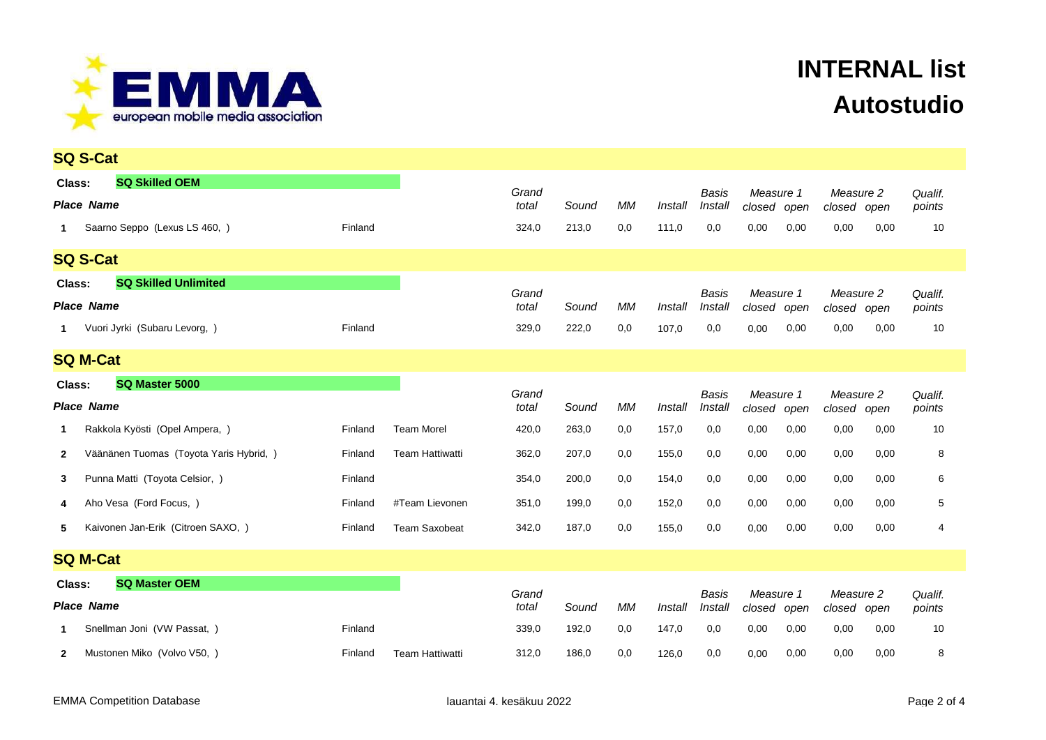# INTERNAL list

## Autostudio

### SQ S-Cat

**Class: SQ Skilled OEM**

| Place | Name | | | Grand total | Sound | MM | Install | Basis Install | Measure 1 closed | Measure 1 open | Measure 2 closed | Measure 2 open | Qualif. points |
|---|---|---|---|---|---|---|---|---|---|---|---|---|---|
| 1 | Saarno Seppo (Lexus LS 460, ) | Finland | | 324,0 | 213,0 | 0,0 | 111,0 | 0,0 | 0,00 | 0,00 | 0,00 | 0,00 | 10 |

### SQ S-Cat

**Class: SQ Skilled Unlimited**

| Place | Name | | | Grand total | Sound | MM | Install | Basis Install | Measure 1 closed | Measure 1 open | Measure 2 closed | Measure 2 open | Qualif. points |
|---|---|---|---|---|---|---|---|---|---|---|---|---|---|
| 1 | Vuori Jyrki (Subaru Levorg, ) | Finland | | 329,0 | 222,0 | 0,0 | 107,0 | 0,0 | 0,00 | 0,00 | 0,00 | 0,00 | 10 |

### SQ M-Cat

**Class: SQ Master 5000**

| Place | Name | | | Grand total | Sound | MM | Install | Basis Install | Measure 1 closed | Measure 1 open | Measure 2 closed | Measure 2 open | Qualif. points |
|---|---|---|---|---|---|---|---|---|---|---|---|---|---|
| 1 | Rakkola Kyösti (Opel Ampera, ) | Finland | Team Morel | 420,0 | 263,0 | 0,0 | 157,0 | 0,0 | 0,00 | 0,00 | 0,00 | 0,00 | 10 |
| 2 | Väänänen Tuomas (Toyota Yaris Hybrid, ) | Finland | Team Hattiwatti | 362,0 | 207,0 | 0,0 | 155,0 | 0,0 | 0,00 | 0,00 | 0,00 | 0,00 | 8 |
| 3 | Punna Matti (Toyota Celsior, ) | Finland | | 354,0 | 200,0 | 0,0 | 154,0 | 0,0 | 0,00 | 0,00 | 0,00 | 0,00 | 6 |
| 4 | Aho Vesa (Ford Focus, ) | Finland | #Team Lievonen | 351,0 | 199,0 | 0,0 | 152,0 | 0,0 | 0,00 | 0,00 | 0,00 | 0,00 | 5 |
| 5 | Kaivonen Jan-Erik (Citroen SAXO, ) | Finland | Team Saxobeat | 342,0 | 187,0 | 0,0 | 155,0 | 0,0 | 0,00 | 0,00 | 0,00 | 0,00 | 4 |

### SQ M-Cat

**Class: SQ Master OEM**

| Place | Name | | | Grand total | Sound | MM | Install | Basis Install | Measure 1 closed | Measure 1 open | Measure 2 closed | Measure 2 open | Qualif. points |
|---|---|---|---|---|---|---|---|---|---|---|---|---|---|
| 1 | Snellman Joni (VW Passat, ) | Finland | | 339,0 | 192,0 | 0,0 | 147,0 | 0,0 | 0,00 | 0,00 | 0,00 | 0,00 | 10 |
| 2 | Mustonen Miko (Volvo V50, ) | Finland | Team Hattiwatti | 312,0 | 186,0 | 0,0 | 126,0 | 0,0 | 0,00 | 0,00 | 0,00 | 0,00 | 8 |

EMMA Competition Database lauantai 4. kesäkuu 2022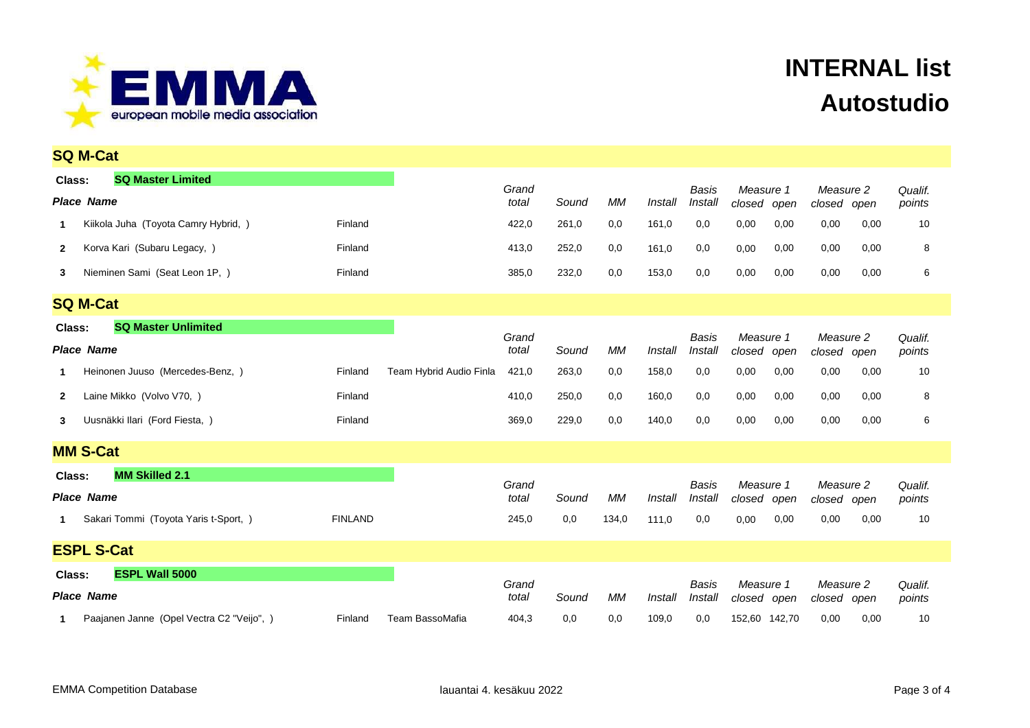# INTERNAL list
# Autostudio

## SQ M-Cat

**Class:** **SQ Master Limited**

| Place | Name | Country | Team | Grand total | Sound | MM | Install | Basis Install | Measure 1 closed | Measure 1 open | Measure 2 closed | Measure 2 open | Qualif. points |
|---|---|---|---|---|---|---|---|---|---|---|---|---|---|
| 1 | Kiikola Juha (Toyota Camry Hybrid, ) | Finland | | 422,0 | 261,0 | 0,0 | 161,0 | 0,0 | 0,00 | 0,00 | 0,00 | 0,00 | 10 |
| 2 | Korva Kari (Subaru Legacy, ) | Finland | | 413,0 | 252,0 | 0,0 | 161,0 | 0,0 | 0,00 | 0,00 | 0,00 | 0,00 | 8 |
| 3 | Nieminen Sami (Seat Leon 1P, ) | Finland | | 385,0 | 232,0 | 0,0 | 153,0 | 0,0 | 0,00 | 0,00 | 0,00 | 0,00 | 6 |

## SQ M-Cat

**Class:** **SQ Master Unlimited**

| Place | Name | Country | Team | Grand total | Sound | MM | Install | Basis Install | Measure 1 closed | Measure 1 open | Measure 2 closed | Measure 2 open | Qualif. points |
|---|---|---|---|---|---|---|---|---|---|---|---|---|---|
| 1 | Heinonen Juuso (Mercedes-Benz, ) | Finland | Team Hybrid Audio Finla | 421,0 | 263,0 | 0,0 | 158,0 | 0,0 | 0,00 | 0,00 | 0,00 | 0,00 | 10 |
| 2 | Laine Mikko (Volvo V70, ) | Finland | | 410,0 | 250,0 | 0,0 | 160,0 | 0,0 | 0,00 | 0,00 | 0,00 | 0,00 | 8 |
| 3 | Uusnäkki Ilari (Ford Fiesta, ) | Finland | | 369,0 | 229,0 | 0,0 | 140,0 | 0,0 | 0,00 | 0,00 | 0,00 | 0,00 | 6 |

## MM S-Cat

**Class:** **MM Skilled 2.1**

| Place | Name | Country | Team | Grand total | Sound | MM | Install | Basis Install | Measure 1 closed | Measure 1 open | Measure 2 closed | Measure 2 open | Qualif. points |
|---|---|---|---|---|---|---|---|---|---|---|---|---|---|
| 1 | Sakari Tommi (Toyota Yaris t-Sport, ) | FINLAND | | 245,0 | 0,0 | 134,0 | 111,0 | 0,0 | 0,00 | 0,00 | 0,00 | 0,00 | 10 |

## ESPL S-Cat

**Class:** **ESPL Wall 5000**

| Place | Name | Country | Team | Grand total | Sound | MM | Install | Basis Install | Measure 1 closed | Measure 1 open | Measure 2 closed | Measure 2 open | Qualif. points |
|---|---|---|---|---|---|---|---|---|---|---|---|---|---|
| 1 | Paajanen Janne (Opel Vectra C2 "Veijo", ) | Finland | Team BassoMafia | 404,3 | 0,0 | 0,0 | 109,0 | 0,0 | 152,60 | 142,70 | 0,00 | 0,00 | 10 |

EMMA Competition Database lauantai 4. kesäkuu 2022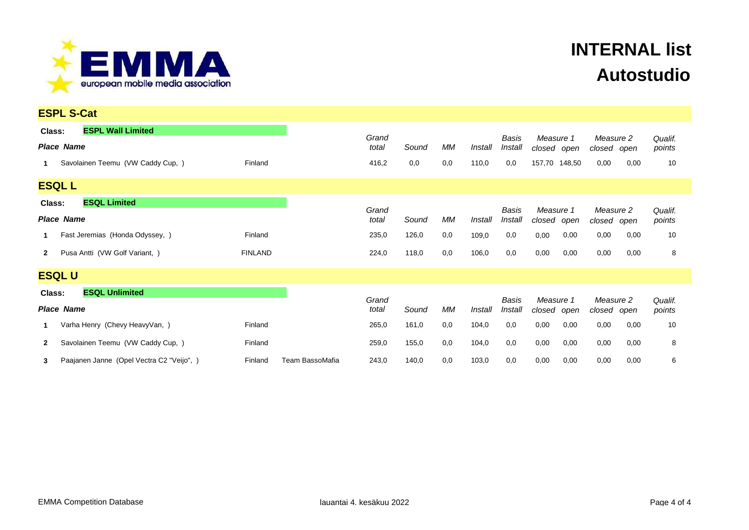# INTERNAL list

## Autostudio

### ESPL S-Cat

**Class: ESPL Wall Limited**

| Place | Name | Country | Team | Grand total | Sound | MM | Install | Basis Install | Measure 1 closed | Measure 1 open | Measure 2 closed | Measure 2 open | Qualif. points |
|---|---|---|---|---|---|---|---|---|---|---|---|---|---|
| 1 | Savolainen Teemu (VW Caddy Cup, ) | Finland | | 416,2 | 0,0 | 0,0 | 110,0 | 0,0 | 157,70 | 148,50 | 0,00 | 0,00 | 10 |

### ESQL L

**Class: ESQL Limited**

| Place | Name | Country | Team | Grand total | Sound | MM | Install | Basis Install | Measure 1 closed | Measure 1 open | Measure 2 closed | Measure 2 open | Qualif. points |
|---|---|---|---|---|---|---|---|---|---|---|---|---|---|
| 1 | Fast Jeremias (Honda Odyssey, ) | Finland | | 235,0 | 126,0 | 0,0 | 109,0 | 0,0 | 0,00 | 0,00 | 0,00 | 0,00 | 10 |
| 2 | Pusa Antti (VW Golf Variant, ) | FINLAND | | 224,0 | 118,0 | 0,0 | 106,0 | 0,0 | 0,00 | 0,00 | 0,00 | 0,00 | 8 |

### ESQL U

**Class: ESQL Unlimited**

| Place | Name | Country | Team | Grand total | Sound | MM | Install | Basis Install | Measure 1 closed | Measure 1 open | Measure 2 closed | Measure 2 open | Qualif. points |
|---|---|---|---|---|---|---|---|---|---|---|---|---|---|
| 1 | Varha Henry (Chevy HeavyVan, ) | Finland | | 265,0 | 161,0 | 0,0 | 104,0 | 0,0 | 0,00 | 0,00 | 0,00 | 0,00 | 10 |
| 2 | Savolainen Teemu (VW Caddy Cup, ) | Finland | | 259,0 | 155,0 | 0,0 | 104,0 | 0,0 | 0,00 | 0,00 | 0,00 | 0,00 | 8 |
| 3 | Paajanen Janne (Opel Vectra C2 "Veijo", ) | Finland | Team BassoMafia | 243,0 | 140,0 | 0,0 | 103,0 | 0,0 | 0,00 | 0,00 | 0,00 | 0,00 | 6 |

EMMA Competition Database — lauantai 4. kesäkuu 2022